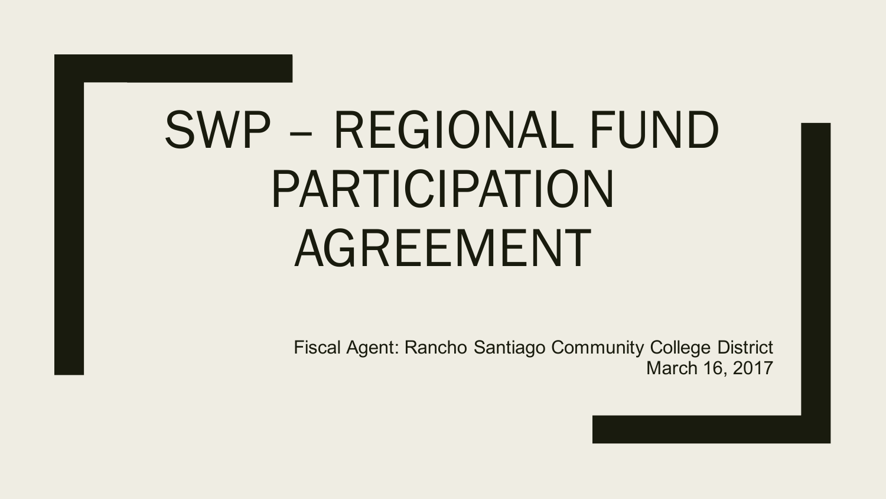# SWP – REGIONAL FUND PARTICIPATION AGREEMENT

Fiscal Agent: Rancho Santiago Community College District
March 16, 2017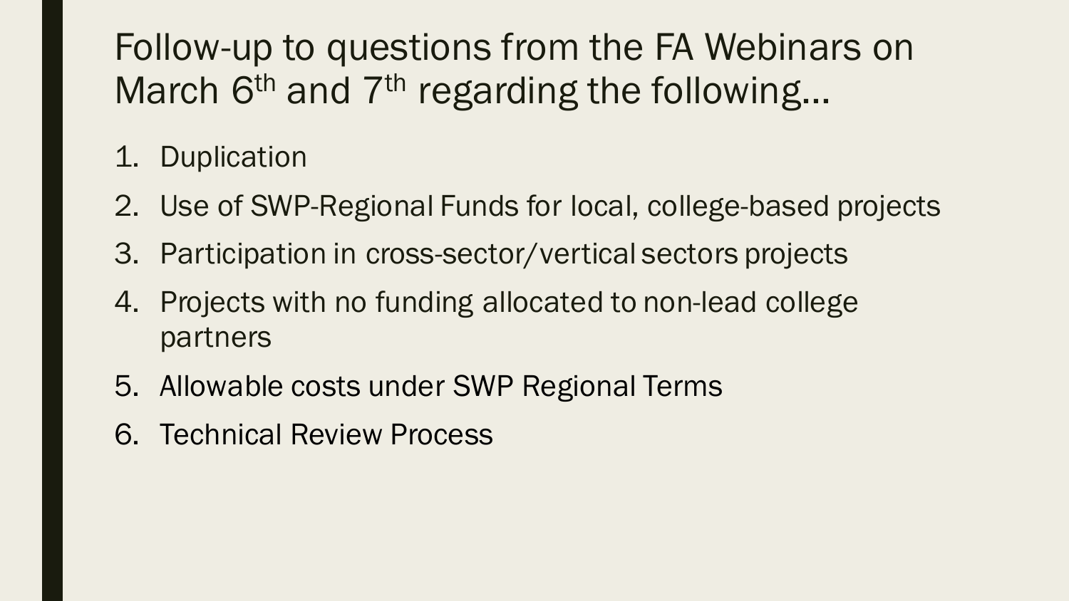# Follow-up to questions from the FA Webinars on March 6th and 7th regarding the following…

1. Duplication
2. Use of SWP-Regional Funds for local, college-based projects
3. Participation in cross-sector/vertical sectors projects
4. Projects with no funding allocated to non-lead college partners
5. Allowable costs under SWP Regional Terms
6. Technical Review Process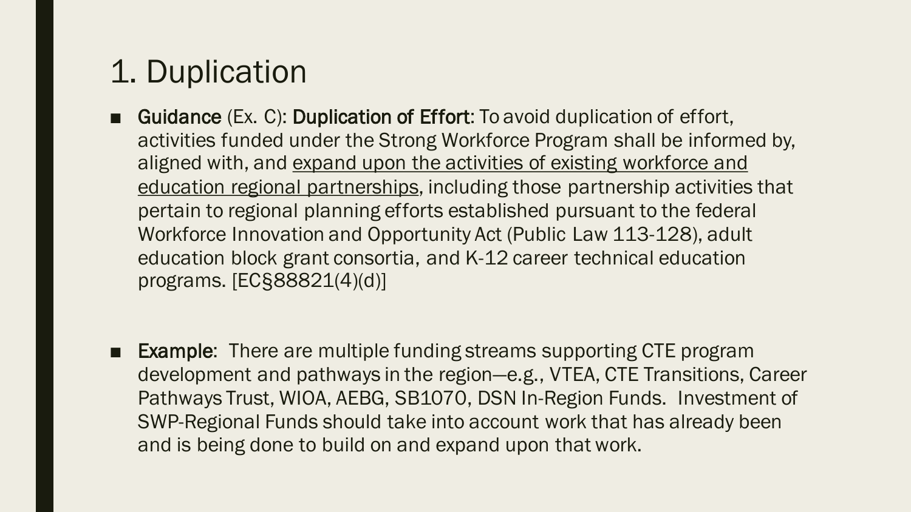# 1. Duplication

- **Guidance** (Ex. C): **Duplication of Effort**: To avoid duplication of effort, activities funded under the Strong Workforce Program shall be informed by, aligned with, and <u>expand upon the activities of existing workforce and education regional partnerships</u>, including those partnership activities that pertain to regional planning efforts established pursuant to the federal Workforce Innovation and Opportunity Act (Public Law 113-128), adult education block grant consortia, and K-12 career technical education programs. [EC§88821(4)(d)]

- **Example**: There are multiple funding streams supporting CTE program development and pathways in the region—e.g., VTEA, CTE Transitions, Career Pathways Trust, WIOA, AEBG, SB1070, DSN In-Region Funds. Investment of SWP-Regional Funds should take into account work that has already been and is being done to build on and expand upon that work.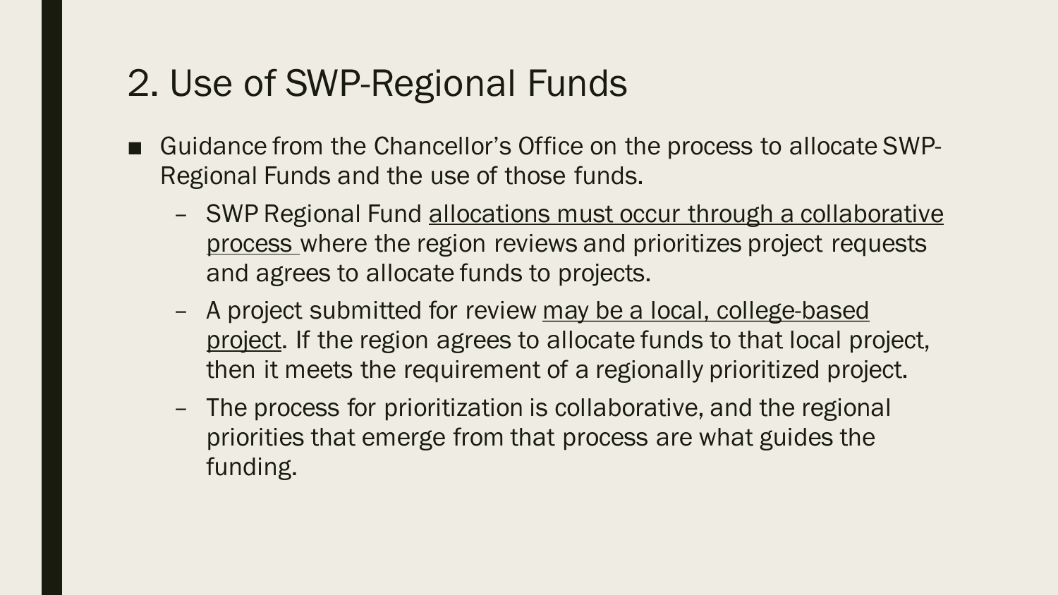# 2. Use of SWP-Regional Funds

- Guidance from the Chancellor's Office on the process to allocate SWP-Regional Funds and the use of those funds.
  - SWP Regional Fund <u>allocations must occur through a collaborative process</u> where the region reviews and prioritizes project requests and agrees to allocate funds to projects.
  - A project submitted for review <u>may be a local, college-based project</u>. If the region agrees to allocate funds to that local project, then it meets the requirement of a regionally prioritized project.
  - The process for prioritization is collaborative, and the regional priorities that emerge from that process are what guides the funding.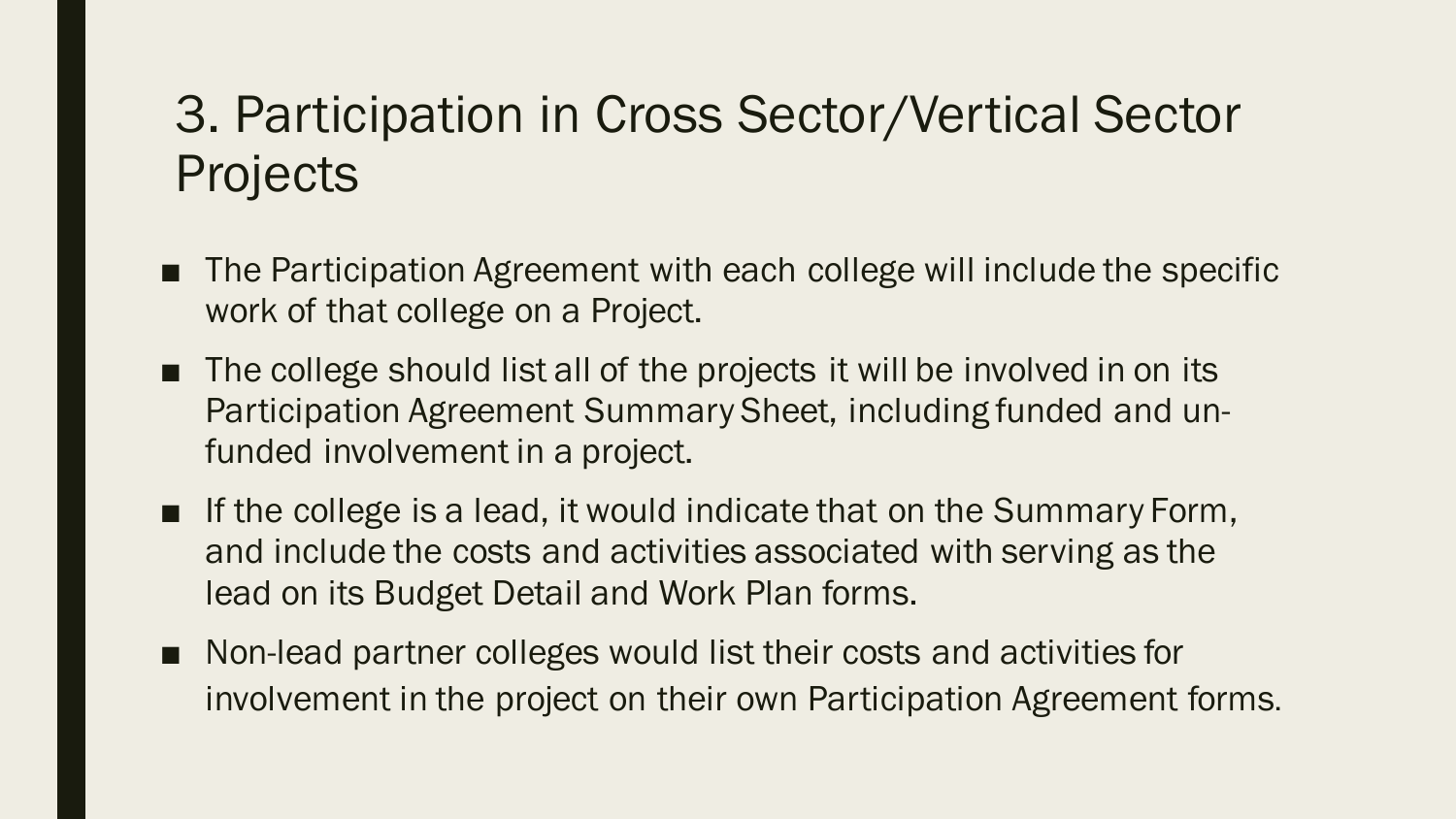# 3. Participation in Cross Sector/Vertical Sector Projects

- The Participation Agreement with each college will include the specific work of that college on a Project.
- The college should list all of the projects it will be involved in on its Participation Agreement Summary Sheet, including funded and un-funded involvement in a project.
- If the college is a lead, it would indicate that on the Summary Form, and include the costs and activities associated with serving as the lead on its Budget Detail and Work Plan forms.
- Non-lead partner colleges would list their costs and activities for involvement in the project on their own Participation Agreement forms.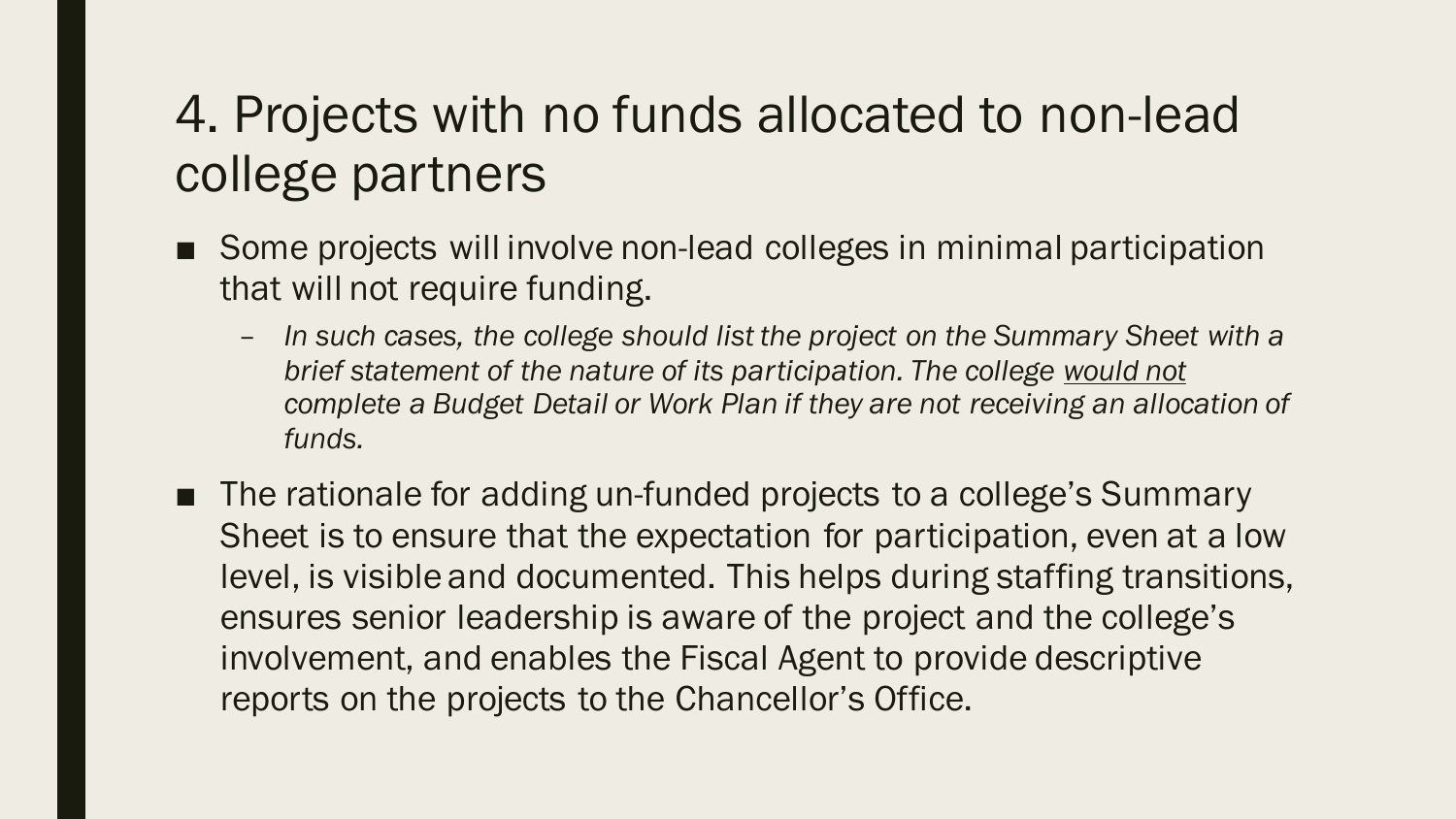# 4. Projects with no funds allocated to non-lead college partners

- Some projects will involve non-lead colleges in minimal participation that will not require funding.
  - *In such cases, the college should list the project on the Summary Sheet with a brief statement of the nature of its participation. The college <u>would not</u> complete a Budget Detail or Work Plan if they are not receiving an allocation of funds.*
- The rationale for adding un-funded projects to a college's Summary Sheet is to ensure that the expectation for participation, even at a low level, is visible and documented. This helps during staffing transitions, ensures senior leadership is aware of the project and the college's involvement, and enables the Fiscal Agent to provide descriptive reports on the projects to the Chancellor's Office.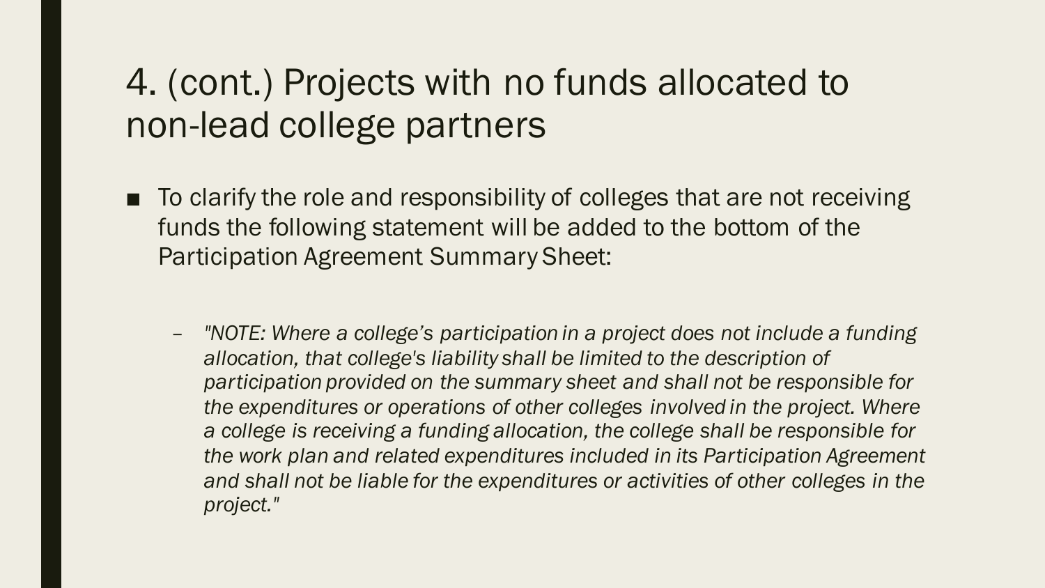# 4. (cont.) Projects with no funds allocated to non-lead college partners

- To clarify the role and responsibility of colleges that are not receiving funds the following statement will be added to the bottom of the Participation Agreement Summary Sheet:

  - *"NOTE: Where a college's participation in a project does not include a funding allocation, that college's liability shall be limited to the description of participation provided on the summary sheet and shall not be responsible for the expenditures or operations of other colleges involved in the project. Where a college is receiving a funding allocation, the college shall be responsible for the work plan and related expenditures included in its Participation Agreement and shall not be liable for the expenditures or activities of other colleges in the project."*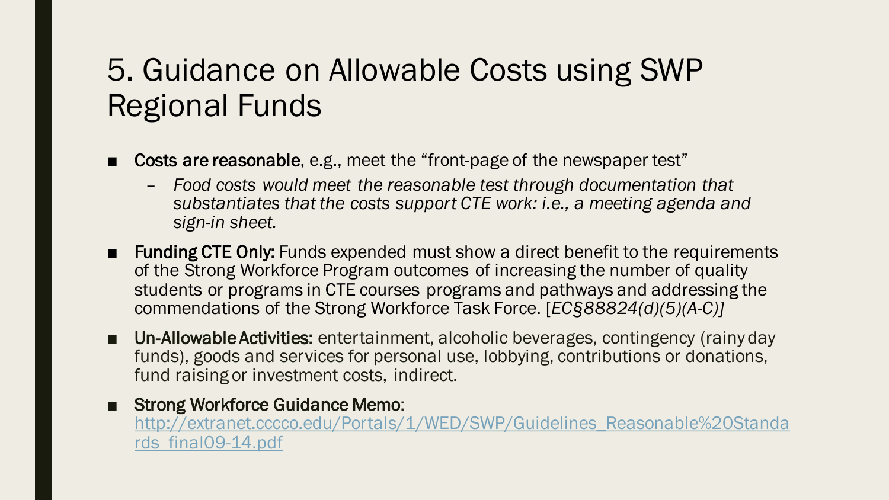# 5. Guidance on Allowable Costs using SWP Regional Funds

- **Costs are reasonable**, e.g., meet the "front-page of the newspaper test"
  - *Food costs would meet the reasonable test through documentation that substantiates that the costs support CTE work: i.e., a meeting agenda and sign-in sheet.*
- **Funding CTE Only:** Funds expended must show a direct benefit to the requirements of the Strong Workforce Program outcomes of increasing the number of quality students or programs in CTE courses programs and pathways and addressing the commendations of the Strong Workforce Task Force. [*EC§88824(d)(5)(A-C)]*
- **Un-Allowable Activities:** entertainment, alcoholic beverages, contingency (rainy day funds), goods and services for personal use, lobbying, contributions or donations, fund raising or investment costs, indirect.
- **Strong Workforce Guidance Memo**: [http://extranet.cccco.edu/Portals/1/WED/SWP/Guidelines_Reasonable%20Standards_final09-14.pdf](http://extranet.cccco.edu/Portals/1/WED/SWP/Guidelines_Reasonable%20Standards_final09-14.pdf)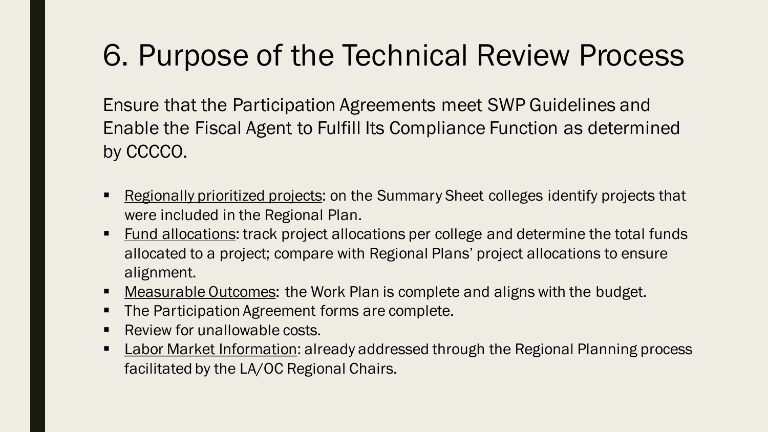# 6. Purpose of the Technical Review Process

Ensure that the Participation Agreements meet SWP Guidelines and Enable the Fiscal Agent to Fulfill Its Compliance Function as determined by CCCCO.

- <u>Regionally prioritized projects</u>: on the Summary Sheet colleges identify projects that were included in the Regional Plan.
- <u>Fund allocations</u>: track project allocations per college and determine the total funds allocated to a project; compare with Regional Plans' project allocations to ensure alignment.
- <u>Measurable Outcomes</u>: the Work Plan is complete and aligns with the budget.
- The Participation Agreement forms are complete.
- Review for unallowable costs.
- <u>Labor Market Information</u>: already addressed through the Regional Planning process facilitated by the LA/OC Regional Chairs.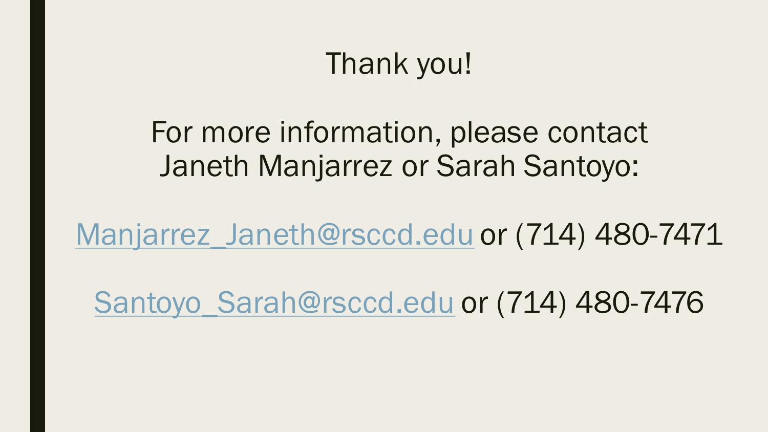# Thank you!

For more information, please contact Janeth Manjarrez or Sarah Santoyo:

Manjarrez_Janeth@rsccd.edu or (714) 480-7471

Santoyo_Sarah@rsccd.edu or (714) 480-7476